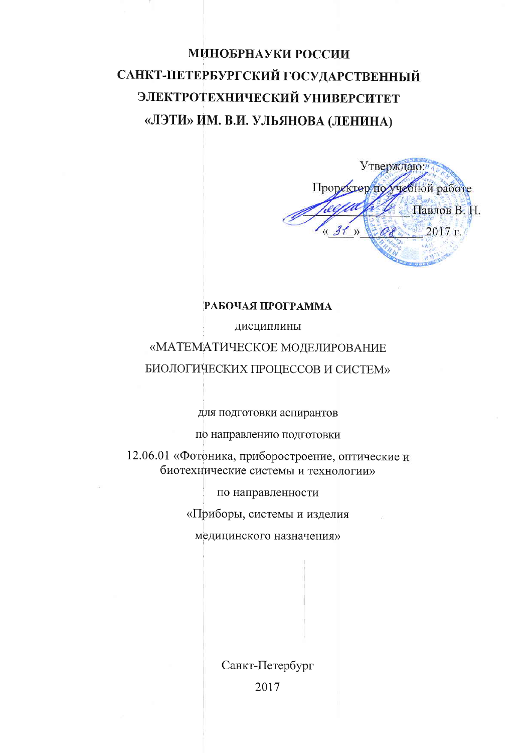**МИНОБРНАУКИ РОССИИ**

**САНКТ-ПЕТЕРБУРГСКИЙ ГОСУДАРСТВЕННЫЙ ЭЛЕКТРОТЕХНИЧЕСКИЙ УНИВЕРСИТЕТ «ЛЭТИ» ИМ. В.И. УЛЬЯНОВА (ЛЕНИНА)**

Утверждаю:

Проректор по учебной работе

\_\_\_\_\_\_\_\_\_\_\_\_\_\_ Павлов В. Н.

« 31 » \_\_ 08 \_\_ 2017 г.

**РАБОЧАЯ ПРОГРАММА**

дисциплины

«МАТЕМАТИЧЕСКОЕ МОДЕЛИРОВАНИЕ БИОЛОГИЧЕСКИХ ПРОЦЕССОВ И СИСТЕМ»

для подготовки аспирантов

по направлению подготовки

12.06.01 «Фотоника, приборостроение, оптические и биотехнические системы и технологии»

по направленности

«Приборы, системы и изделия медицинского назначения»

Санкт-Петербург

2017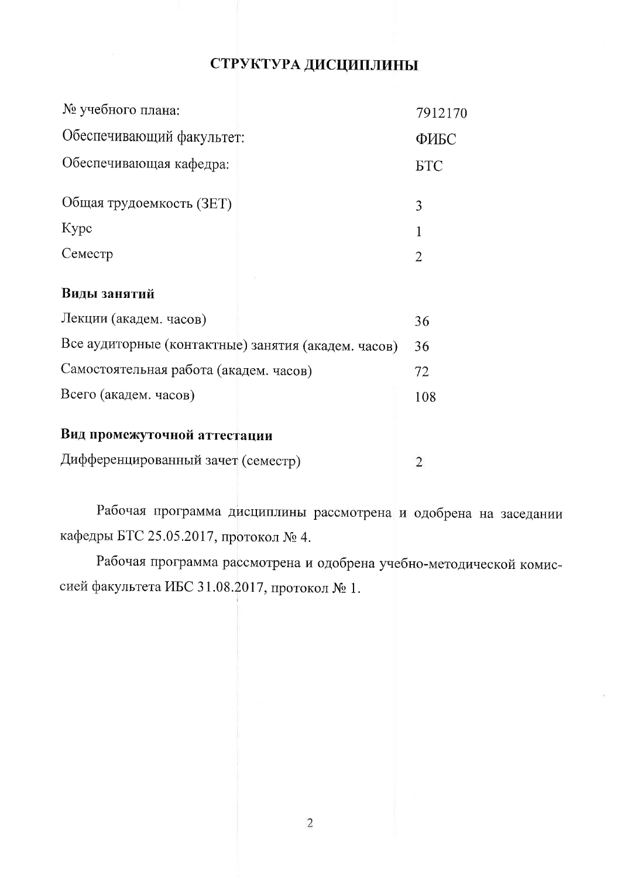# СТРУКТУРА ДИСЦИПЛИНЫ

| | |
|---|---|
| № учебного плана: | 7912170 |
| Обеспечивающий факультет: | ФИБС |
| Обеспечивающая кафедра: | БТС |
| Общая трудоемкость (ЗЕТ) | 3 |
| Курс | 1 |
| Семестр | 2 |
| **Виды занятий** | |
| Лекции (академ. часов) | 36 |
| Все аудиторные (контактные) занятия (академ. часов) | 36 |
| Самостоятельная работа (академ. часов) | 72 |
| Всего (академ. часов) | 108 |
| **Вид промежуточной аттестации** | |
| Дифференцированный зачет (семестр) | 2 |

Рабочая программа дисциплины рассмотрена и одобрена на заседании кафедры БТС 25.05.2017, протокол № 4.

Рабочая программа рассмотрена и одобрена учебно-методической комиссией факультета ИБС 31.08.2017, протокол № 1.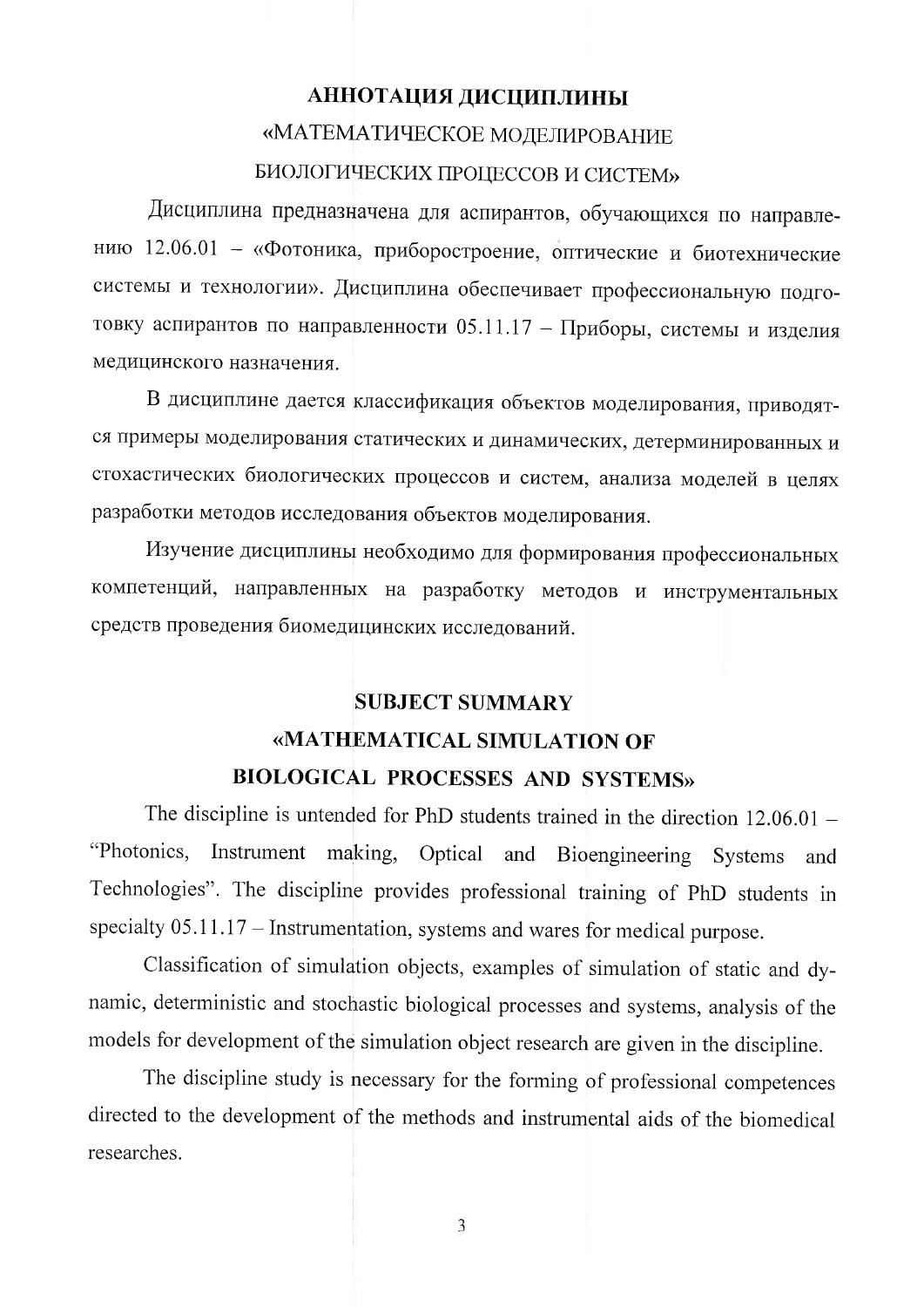# АННОТАЦИЯ ДИСЦИПЛИНЫ

## «МАТЕМАТИЧЕСКОЕ МОДЕЛИРОВАНИЕ БИОЛОГИЧЕСКИХ ПРОЦЕССОВ И СИСТЕМ»

Дисциплина предназначена для аспирантов, обучающихся по направлению 12.06.01 – «Фотоника, приборостроение, оптические и биотехнические системы и технологии». Дисциплина обеспечивает профессиональную подготовку аспирантов по направленности 05.11.17 – Приборы, системы и изделия медицинского назначения.

В дисциплине дается классификация объектов моделирования, приводятся примеры моделирования статических и динамических, детерминированных и стохастических биологических процессов и систем, анализа моделей в целях разработки методов исследования объектов моделирования.

Изучение дисциплины необходимо для формирования профессиональных компетенций, направленных на разработку методов и инструментальных средств проведения биомедицинских исследований.

# SUBJECT SUMMARY

## «MATHEMATICAL SIMULATION OF BIOLOGICAL PROCESSES AND SYSTEMS»

The discipline is untended for PhD students trained in the direction 12.06.01 – "Photonics, Instrument making, Optical and Bioengineering Systems and Technologies". The discipline provides professional training of PhD students in specialty 05.11.17 – Instrumentation, systems and wares for medical purpose.

Classification of simulation objects, examples of simulation of static and dynamic, deterministic and stochastic biological processes and systems, analysis of the models for development of the simulation object research are given in the discipline.

The discipline study is necessary for the forming of professional competences directed to the development of the methods and instrumental aids of the biomedical researches.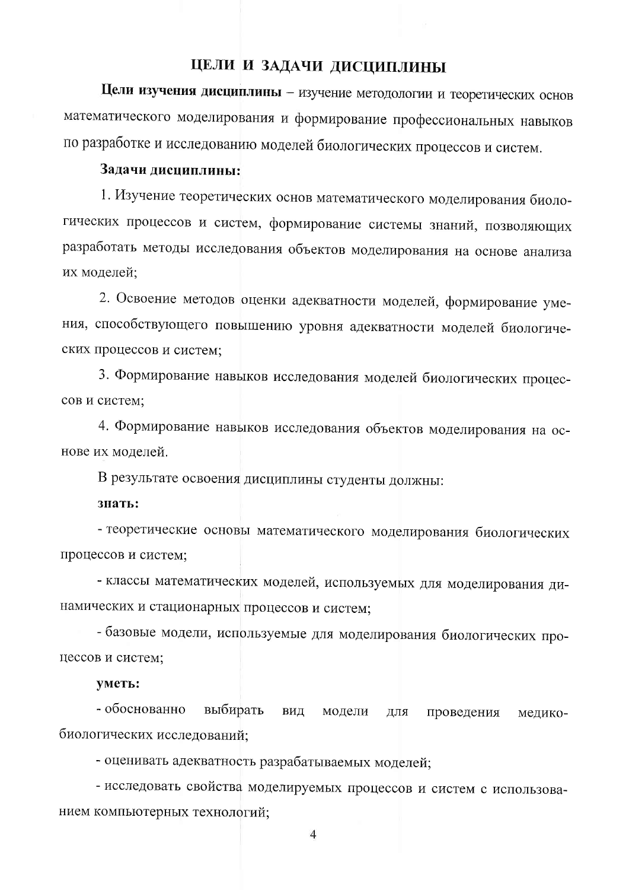# ЦЕЛИ И ЗАДАЧИ ДИСЦИПЛИНЫ

**Цели изучения дисциплины** – изучение методологии и теоретических основ математического моделирования и формирование профессиональных навыков по разработке и исследованию моделей биологических процессов и систем.

**Задачи дисциплины:**

1. Изучение теоретических основ математического моделирования биологических процессов и систем, формирование системы знаний, позволяющих разработать методы исследования объектов моделирования на основе анализа их моделей;

2. Освоение методов оценки адекватности моделей, формирование умения, способствующего повышению уровня адекватности моделей биологических процессов и систем;

3. Формирование навыков исследования моделей биологических процессов и систем;

4. Формирование навыков исследования объектов моделирования на основе их моделей.

В результате освоения дисциплины студенты должны:

**знать:**

- теоретические основы математического моделирования биологических процессов и систем;

- классы математических моделей, используемых для моделирования динамических и стационарных процессов и систем;

- базовые модели, используемые для моделирования биологических процессов и систем;

**уметь:**

- обоснованно выбирать вид модели для проведения медико-биологических исследований;

- оценивать адекватность разрабатываемых моделей;

- исследовать свойства моделируемых процессов и систем с использованием компьютерных технологий;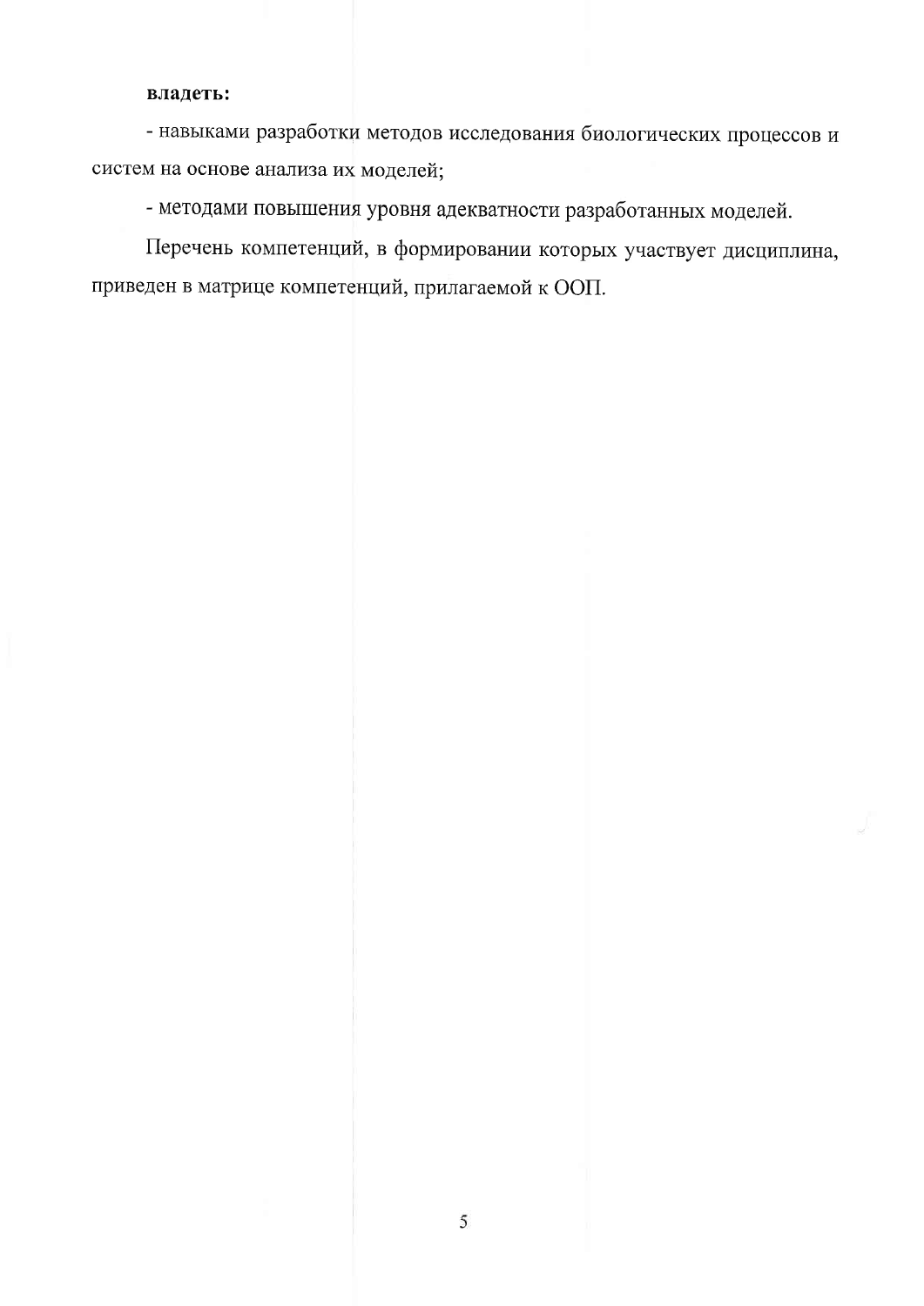**владеть:**

- навыками разработки методов исследования биологических процессов и систем на основе анализа их моделей;
- методами повышения уровня адекватности разработанных моделей.

Перечень компетенций, в формировании которых участвует дисциплина, приведен в матрице компетенций, прилагаемой к ООП.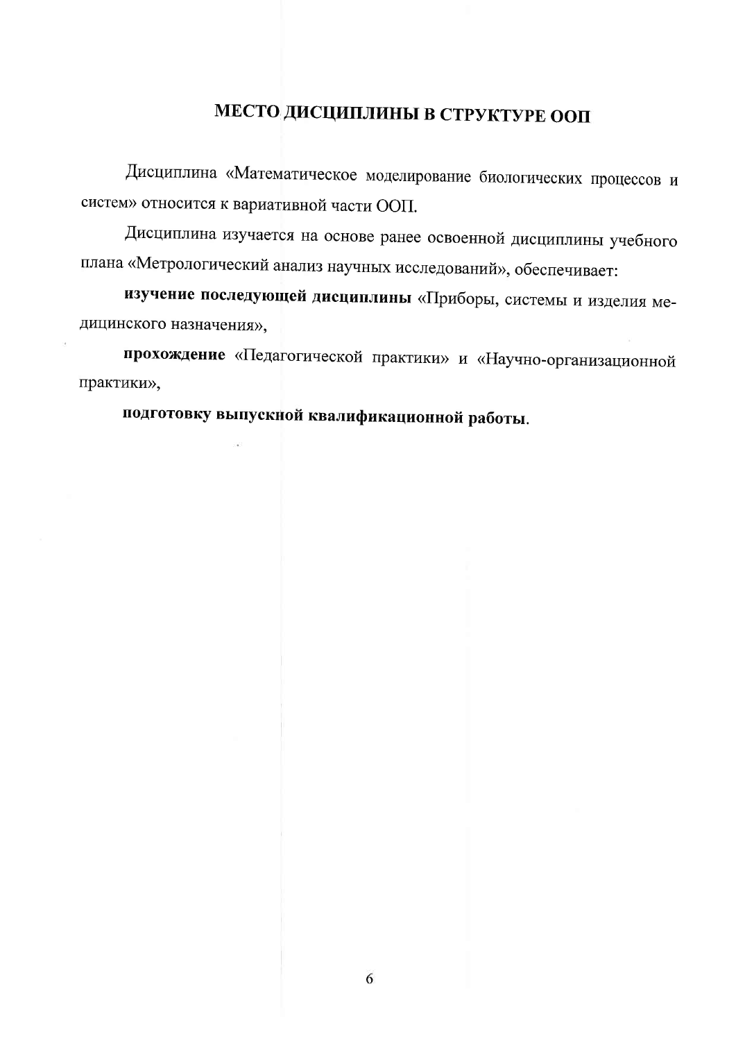# МЕСТО ДИСЦИПЛИНЫ В СТРУКТУРЕ ООП

Дисциплина «Математическое моделирование биологических процессов и систем» относится к вариативной части ООП.

Дисциплина изучается на основе ранее освоенной дисциплины учебного плана «Метрологический анализ научных исследований», обеспечивает:

**изучение последующей дисциплины** «Приборы, системы и изделия медицинского назначения»,

**прохождение** «Педагогической практики» и «Научно-организационной практики»,

**подготовку выпускной квалификационной работы**.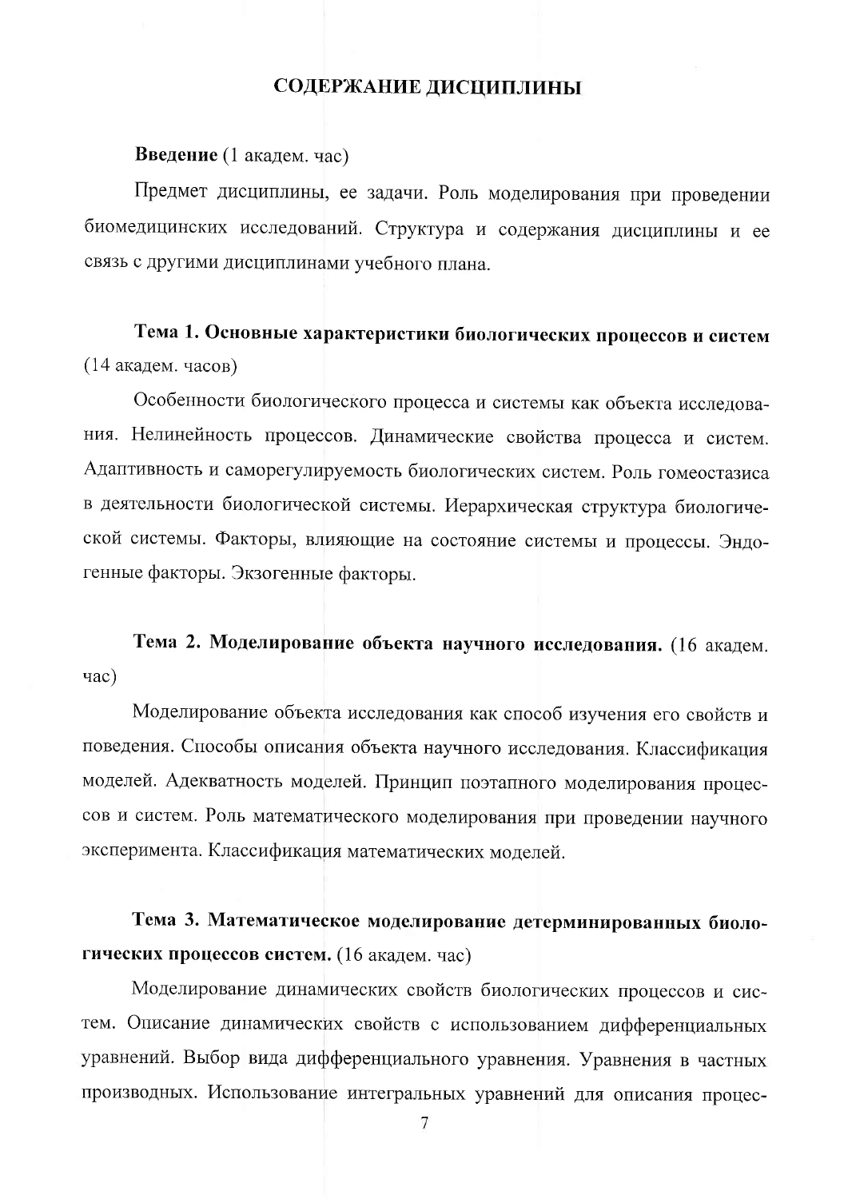## СОДЕРЖАНИЕ ДИСЦИПЛИНЫ

**Введение** (1 академ. час)

Предмет дисциплины, ее задачи. Роль моделирования при проведении биомедицинских исследований. Структура и содержания дисциплины и ее связь с другими дисциплинами учебного плана.

**Тема 1. Основные характеристики биологических процессов и систем** (14 академ. часов)

Особенности биологического процесса и системы как объекта исследования. Нелинейность процессов. Динамические свойства процесса и систем. Адаптивность и саморегулируемость биологических систем. Роль гомеостазиса в деятельности биологической системы. Иерархическая структура биологической системы. Факторы, влияющие на состояние системы и процессы. Эндогенные факторы. Экзогенные факторы.

**Тема 2. Моделирование объекта научного исследования.** (16 академ. час)

Моделирование объекта исследования как способ изучения его свойств и поведения. Способы описания объекта научного исследования. Классификация моделей. Адекватность моделей. Принцип поэтапного моделирования процессов и систем. Роль математического моделирования при проведении научного эксперимента. Классификация математических моделей.

**Тема 3. Математическое моделирование детерминированных биологических процессов систем.** (16 академ. час)

Моделирование динамических свойств биологических процессов и систем. Описание динамических свойств с использованием дифференциальных уравнений. Выбор вида дифференциального уравнения. Уравнения в частных производных. Использование интегральных уравнений для описания процес-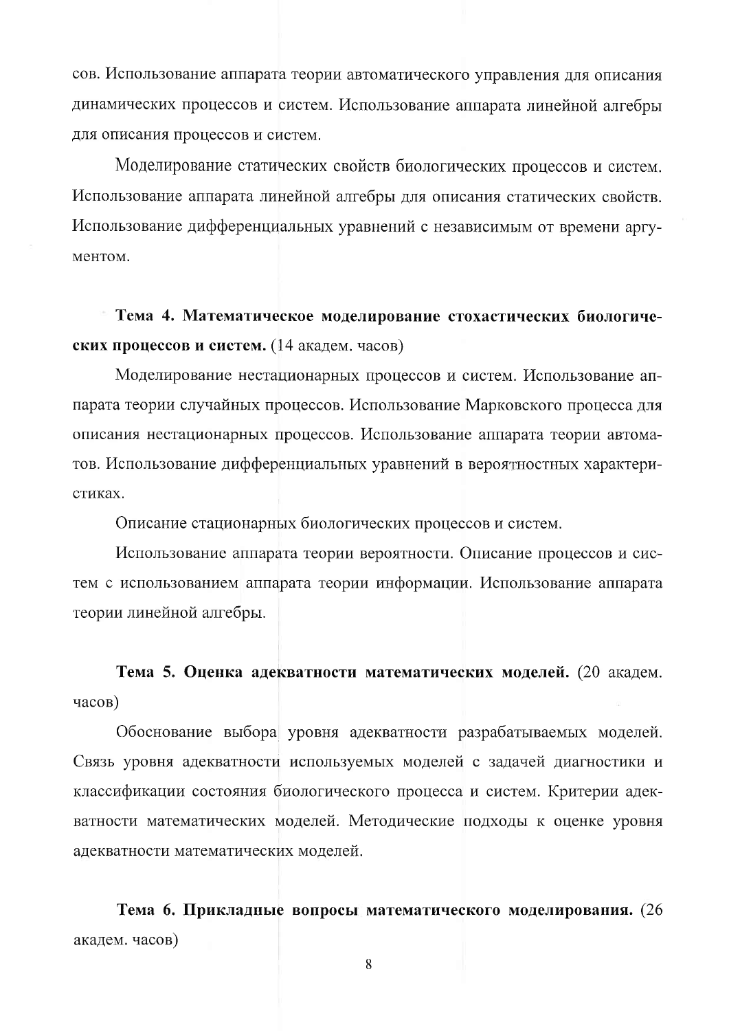сов. Использование аппарата теории автоматического управления для описания динамических процессов и систем. Использование аппарата линейной алгебры для описания процессов и систем.

Моделирование статических свойств биологических процессов и систем. Использование аппарата линейной алгебры для описания статических свойств. Использование дифференциальных уравнений с независимым от времени аргументом.

**Тема 4. Математическое моделирование стохастических биологических процессов и систем.** (14 академ. часов)

Моделирование нестационарных процессов и систем. Использование аппарата теории случайных процессов. Использование Марковского процесса для описания нестационарных процессов. Использование аппарата теории автоматов. Использование дифференциальных уравнений в вероятностных характеристиках.

Описание стационарных биологических процессов и систем.

Использование аппарата теории вероятности. Описание процессов и систем с использованием аппарата теории информации. Использование аппарата теории линейной алгебры.

**Тема 5. Оценка адекватности математических моделей.** (20 академ. часов)

Обоснование выбора уровня адекватности разрабатываемых моделей. Связь уровня адекватности используемых моделей с задачей диагностики и классификации состояния биологического процесса и систем. Критерии адекватности математических моделей. Методические подходы к оценке уровня адекватности математических моделей.

**Тема 6. Прикладные вопросы математического моделирования.** (26 академ. часов)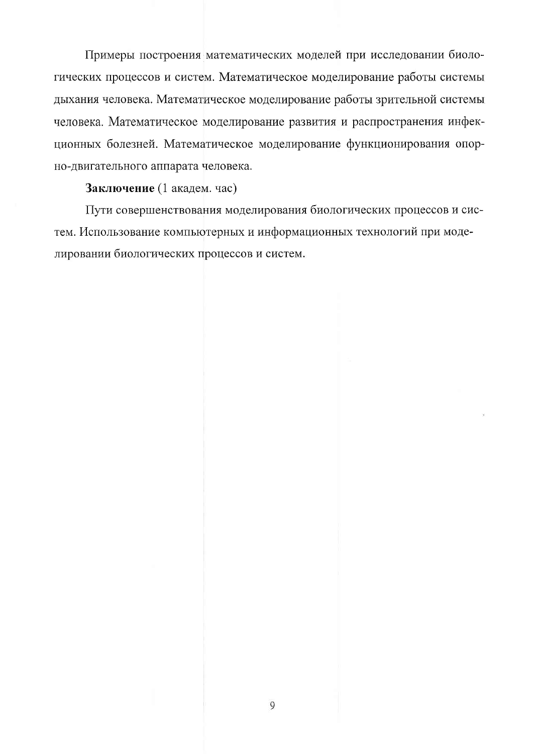Примеры построения математических моделей при исследовании биологических процессов и систем. Математическое моделирование работы системы дыхания человека. Математическое моделирование работы зрительной системы человека. Математическое моделирование развития и распространения инфекционных болезней. Математическое моделирование функционирования опорно-двигательного аппарата человека.

**Заключение** (1 академ. час)

Пути совершенствования моделирования биологических процессов и систем. Использование компьютерных и информационных технологий при моделировании биологических процессов и систем.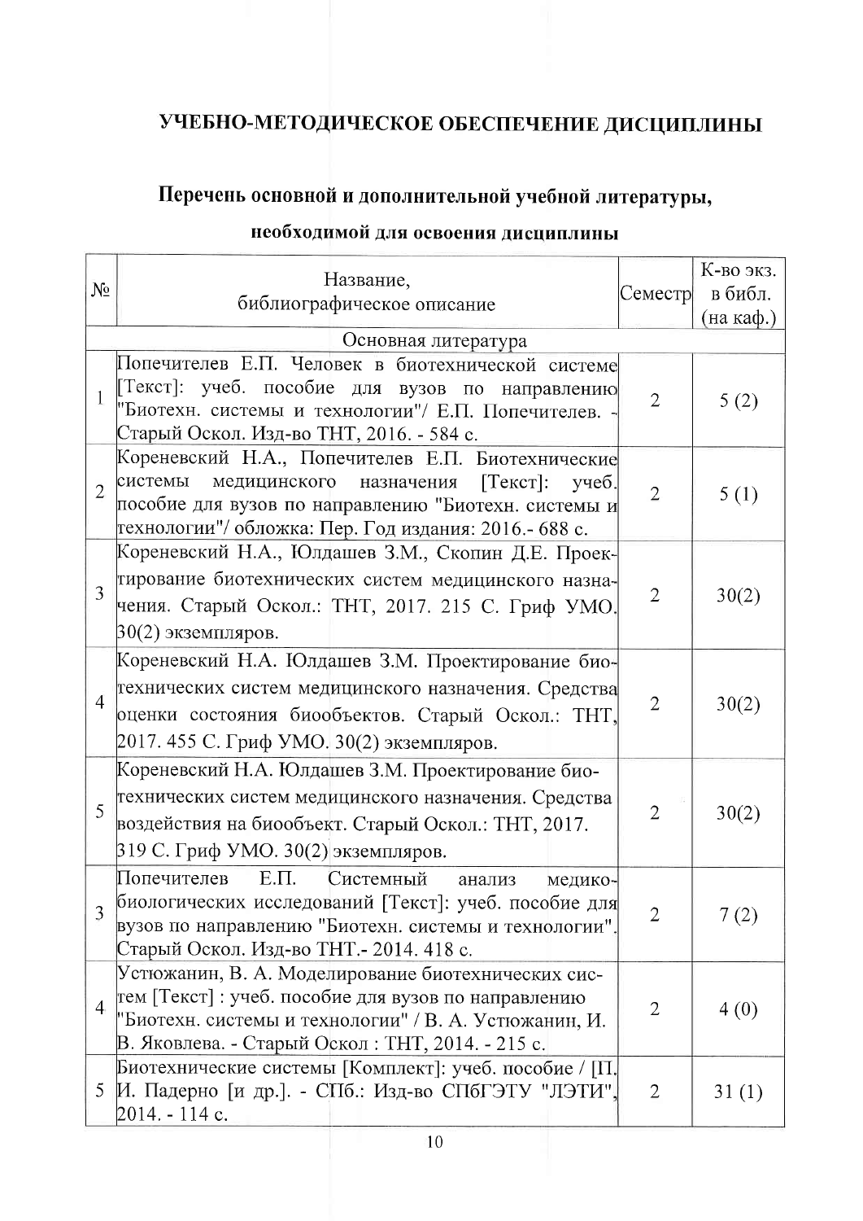# УЧЕБНО-МЕТОДИЧЕСКОЕ ОБЕСПЕЧЕНИЕ ДИСЦИПЛИНЫ

## Перечень основной и дополнительной учебной литературы, необходимой для освоения дисциплины

| № | Название, библиографическое описание | Семестр | К-во экз. в библ. (на каф.) |
|---|---|---|---|
| | Основная литература | | |
| 1 | Попечителев Е.П. Человек в биотехнической системе [Текст]: учеб. пособие для вузов по направлению "Биотехн. системы и технологии"/ Е.П. Попечителев. - Старый Оскол. Изд-во ТНТ, 2016. - 584 с. | 2 | 5 (2) |
| 2 | Кореневский Н.А., Попечителев Е.П. Биотехнические системы медицинского назначения [Текст]: учеб. пособие для вузов по направлению "Биотехн. системы и технологии"/ обложка: Пер. Год издания: 2016.- 688 с. | 2 | 5 (1) |
| 3 | Кореневский Н.А., Юлдашев З.М., Скопин Д.Е. Проектирование биотехнических систем медицинского назначения. Старый Оскол.: ТНТ, 2017. 215 С. Гриф УМО. 30(2) экземпляров. | 2 | 30(2) |
| 4 | Кореневский Н.А. Юлдашев З.М. Проектирование биотехнических систем медицинского назначения. Средства оценки состояния биообъектов. Старый Оскол.: ТНТ, 2017. 455 С. Гриф УМО. 30(2) экземпляров. | 2 | 30(2) |
| 5 | Кореневский Н.А. Юлдашев З.М. Проектирование биотехнических систем медицинского назначения. Средства воздействия на биообъект. Старый Оскол.: ТНТ, 2017. 319 С. Гриф УМО. 30(2) экземпляров. | 2 | 30(2) |
| 3 | Попечителев Е.П. Системный анализ медико-биологических исследований [Текст]: учеб. пособие для вузов по направлению "Биотехн. системы и технологии". Старый Оскол. Изд-во ТНТ.- 2014. 418 с. | 2 | 7 (2) |
| 4 | Устюжанин, В. А. Моделирование биотехнических систем [Текст] : учеб. пособие для вузов по направлению "Биотехн. системы и технологии" / В. А. Устюжанин, И. В. Яковлева. - Старый Оскол : ТНТ, 2014. - 215 с. | 2 | 4 (0) |
| 5 | Биотехнические системы [Комплект]: учеб. пособие / [П. И. Падерно [и др.]. - СПб.: Изд-во СПбГЭТУ "ЛЭТИ", 2014. - 114 с. | 2 | 31 (1) |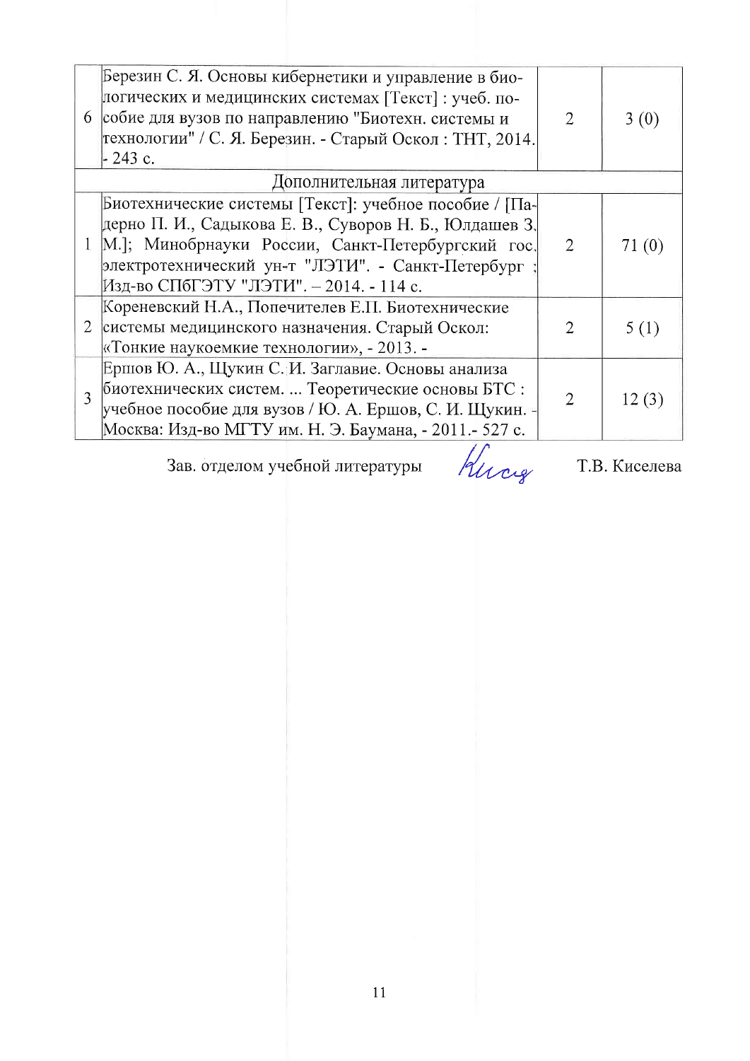| | | | |
|---|---|---|---|
| 6 | Березин С. Я. Основы кибернетики и управление в биологических и медицинских системах [Текст] : учеб. пособие для вузов по направлению "Биотехн. системы и технологии" / С. Я. Березин. - Старый Оскол : ТНТ, 2014. - 243 с. | 2 | 3 (0) |
| | Дополнительная литература | | |
| 1 | Биотехнические системы [Текст]: учебное пособие / [Падерно П. И., Садыкова Е. В., Суворов Н. Б., Юлдашев З. М.]; Минобрнауки России, Санкт-Петербургский гос. электротехнический ун-т "ЛЭТИ". - Санкт-Петербург : Изд-во СПбГЭТУ "ЛЭТИ". – 2014. - 114 с. | 2 | 71 (0) |
| 2 | Кореневский Н.А., Попечителев Е.П. Биотехнические системы медицинского назначения. Старый Оскол: «Тонкие наукоемкие технологии», - 2013. - | 2 | 5 (1) |
| 3 | Ершов Ю. А., Щукин С. И. Заглавие. Основы анализа биотехнических систем. ... Теоретические основы БТС : учебное пособие для вузов / Ю. А. Ершов, С. И. Щукин. - Москва: Изд-во МГТУ им. Н. Э. Баумана, - 2011.- 527 с. | 2 | 12 (3) |

Зав. отделом учебной литературы Т.В. Киселева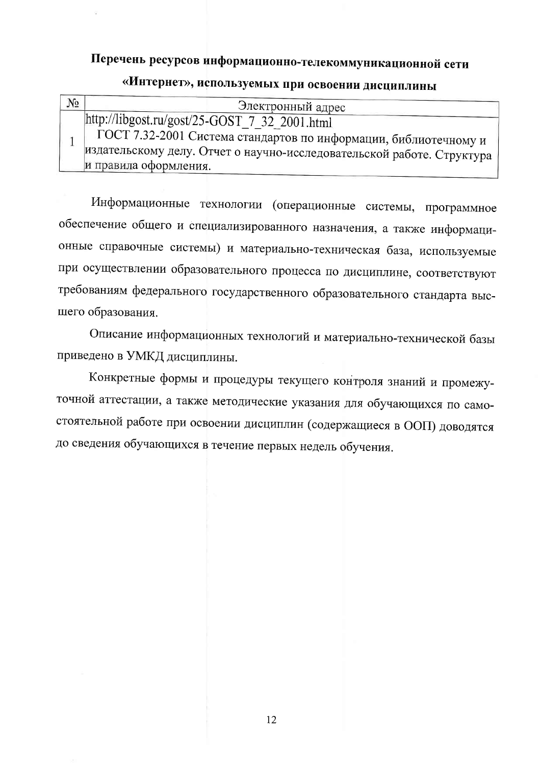**Перечень ресурсов информационно-телекоммуникационной сети «Интернет», используемых при освоении дисциплины**

| № | Электронный адрес |
| --- | --- |
| 1 | http://libgost.ru/gost/25-GOST_7_32_2001.html ГОСТ 7.32-2001 Система стандартов по информации, библиотечному и издательскому делу. Отчет о научно-исследовательской работе. Структура и правила оформления. |

Информационные технологии (операционные системы, программное обеспечение общего и специализированного назначения, а также информационные справочные системы) и материально-техническая база, используемые при осуществлении образовательного процесса по дисциплине, соответствуют требованиям федерального государственного образовательного стандарта высшего образования.

Описание информационных технологий и материально-технической базы приведено в УМКД дисциплины.

Конкретные формы и процедуры текущего контроля знаний и промежуточной аттестации, а также методические указания для обучающихся по самостоятельной работе при освоении дисциплин (содержащиеся в ООП) доводятся до сведения обучающихся в течение первых недель обучения.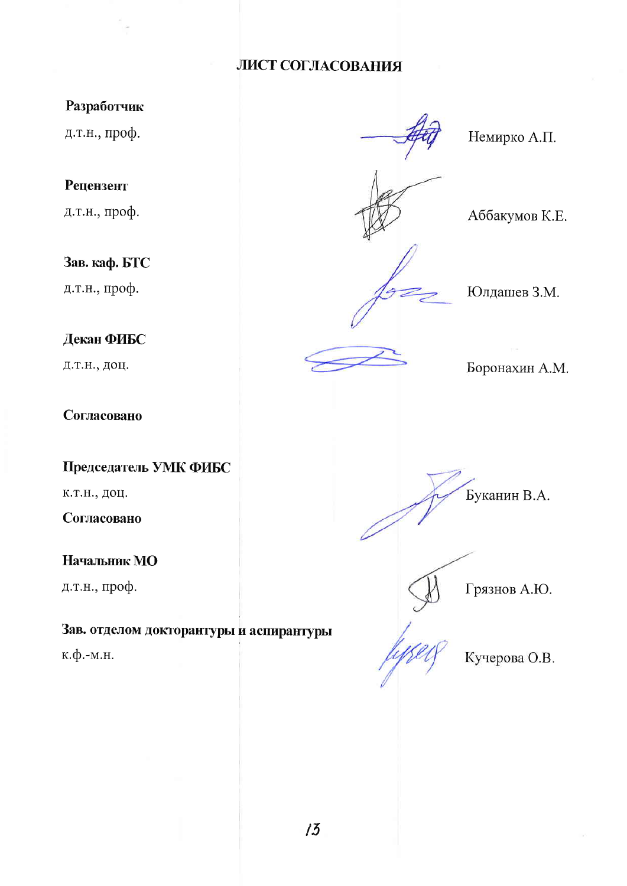# ЛИСТ СОГЛАСОВАНИЯ

**Разработчик**

д.т.н., проф. Немирко А.П.

**Рецензент**

д.т.н., проф. Аббакумов К.Е.

**Зав. каф. БТС**

д.т.н., проф. Юлдашев З.М.

**Декан ФИБС**

д.т.н., доц. Боронахин А.М.

**Согласовано**

**Председатель УМК ФИБС**

к.т.н., доц. Буканин В.А.

**Согласовано**

**Начальник МО**

д.т.н., проф. Грязнов А.Ю.

**Зав. отделом докторантуры и аспирантуры**

к.ф.-м.н. Кучерова О.В.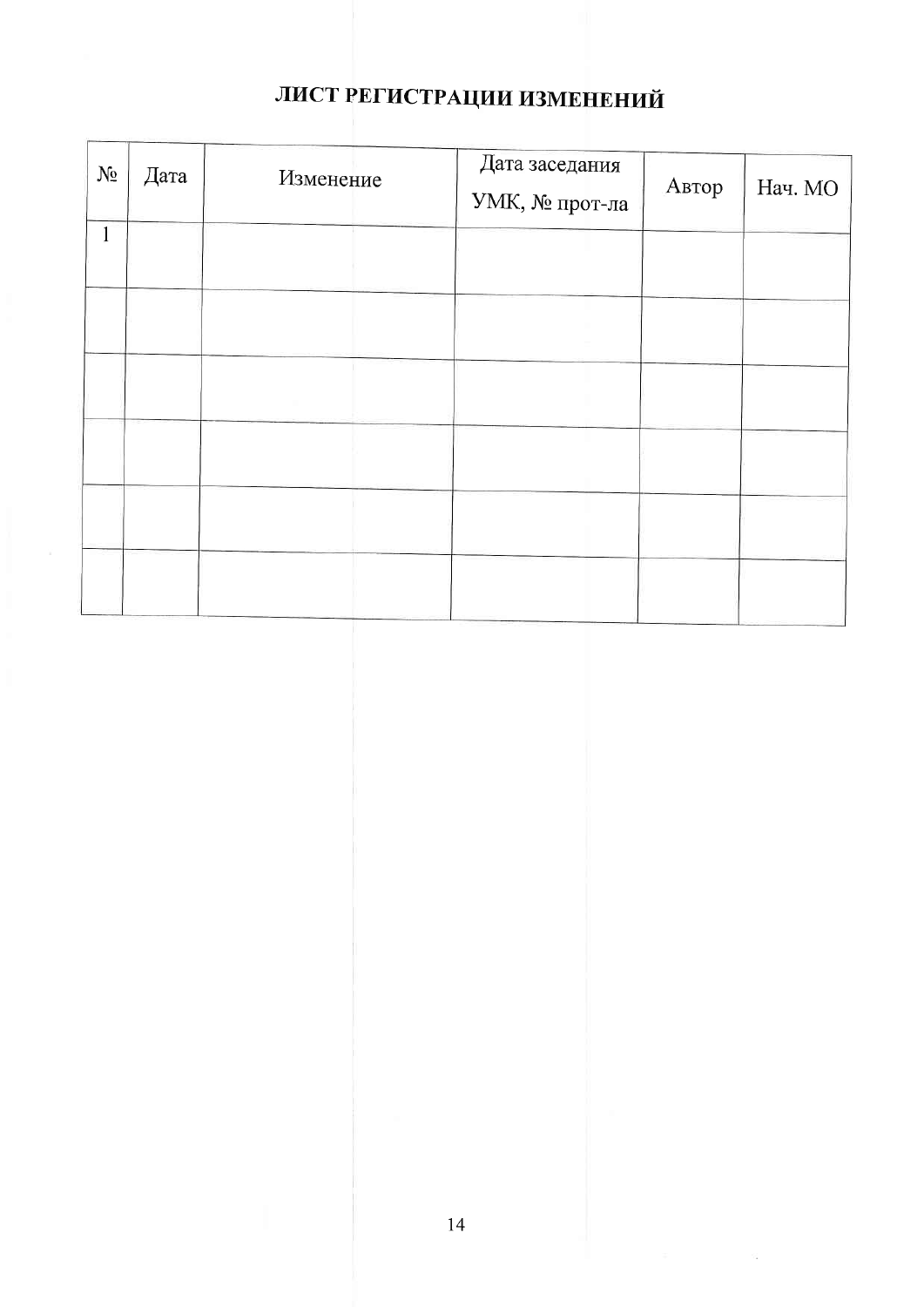# ЛИСТ РЕГИСТРАЦИИ ИЗМЕНЕНИЙ

| № | Дата | Изменение | Дата заседания УМК, № прот-ла | Автор | Нач. МО |
|---|---|---|---|---|---|
| 1 | | | | | |
| | | | | | |
| | | | | | |
| | | | | | |
| | | | | | |
| | | | | | |